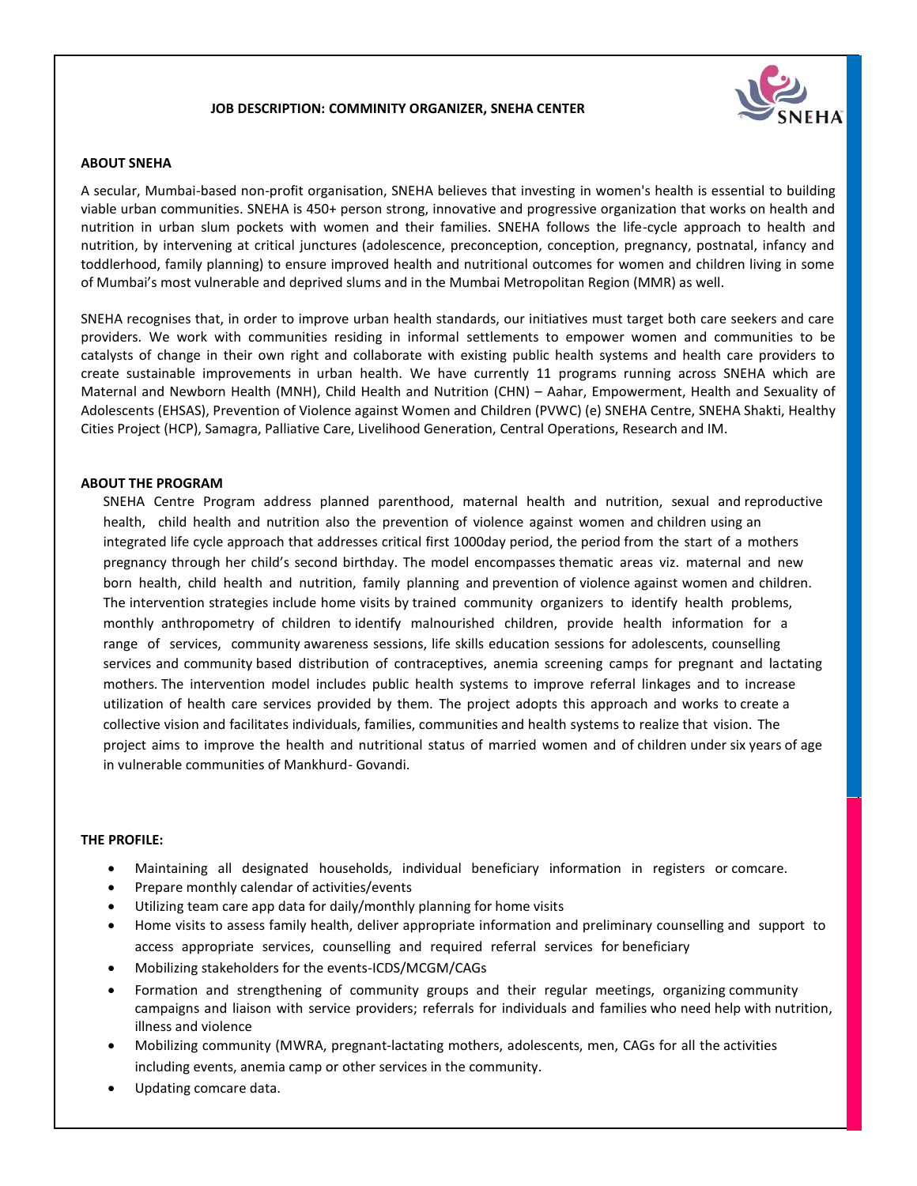**JOB DESCRIPTION: COMMINITY ORGANIZER, SNEHA CENTER**

**ABOUT SNEHA**

A secular, Mumbai-based non-profit organisation, SNEHA believes that investing in women's health is essential to building viable urban communities. SNEHA is 450+ person strong, innovative and progressive organization that works on health and nutrition in urban slum pockets with women and their families. SNEHA follows the life-cycle approach to health and nutrition, by intervening at critical junctures (adolescence, preconception, conception, pregnancy, postnatal, infancy and toddlerhood, family planning) to ensure improved health and nutritional outcomes for women and children living in some of Mumbai's most vulnerable and deprived slums and in the Mumbai Metropolitan Region (MMR) as well.

SNEHA recognises that, in order to improve urban health standards, our initiatives must target both care seekers and care providers. We work with communities residing in informal settlements to empower women and communities to be catalysts of change in their own right and collaborate with existing public health systems and health care providers to create sustainable improvements in urban health. We have currently 11 programs running across SNEHA which are Maternal and Newborn Health (MNH), Child Health and Nutrition (CHN) – Aahar, Empowerment, Health and Sexuality of Adolescents (EHSAS), Prevention of Violence against Women and Children (PVWC) (e) SNEHA Centre, SNEHA Shakti, Healthy Cities Project (HCP), Samagra, Palliative Care, Livelihood Generation, Central Operations, Research and IM.

**ABOUT THE PROGRAM**

SNEHA Centre Program address planned parenthood, maternal health and nutrition, sexual and reproductive health, child health and nutrition also the prevention of violence against women and children using an integrated life cycle approach that addresses critical first 1000day period, the period from the start of a mothers pregnancy through her child's second birthday. The model encompasses thematic areas viz. maternal and new born health, child health and nutrition, family planning and prevention of violence against women and children. The intervention strategies include home visits by trained community organizers to identify health problems, monthly anthropometry of children to identify malnourished children, provide health information for a range of services, community awareness sessions, life skills education sessions for adolescents, counselling services and community based distribution of contraceptives, anemia screening camps for pregnant and lactating mothers. The intervention model includes public health systems to improve referral linkages and to increase utilization of health care services provided by them. The project adopts this approach and works to create a collective vision and facilitates individuals, families, communities and health systems to realize that vision. The project aims to improve the health and nutritional status of married women and of children under six years of age in vulnerable communities of Mankhurd- Govandi.

**THE PROFILE:**

- Maintaining all designated households, individual beneficiary information in registers or comcare.
- Prepare monthly calendar of activities/events
- Utilizing team care app data for daily/monthly planning for home visits
- Home visits to assess family health, deliver appropriate information and preliminary counselling and support to access appropriate services, counselling and required referral services for beneficiary
- Mobilizing stakeholders for the events-ICDS/MCGM/CAGs
- Formation and strengthening of community groups and their regular meetings, organizing community campaigns and liaison with service providers; referrals for individuals and families who need help with nutrition, illness and violence
- Mobilizing community (MWRA, pregnant-lactating mothers, adolescents, men, CAGs for all the activities including events, anemia camp or other services in the community.
- Updating comcare data.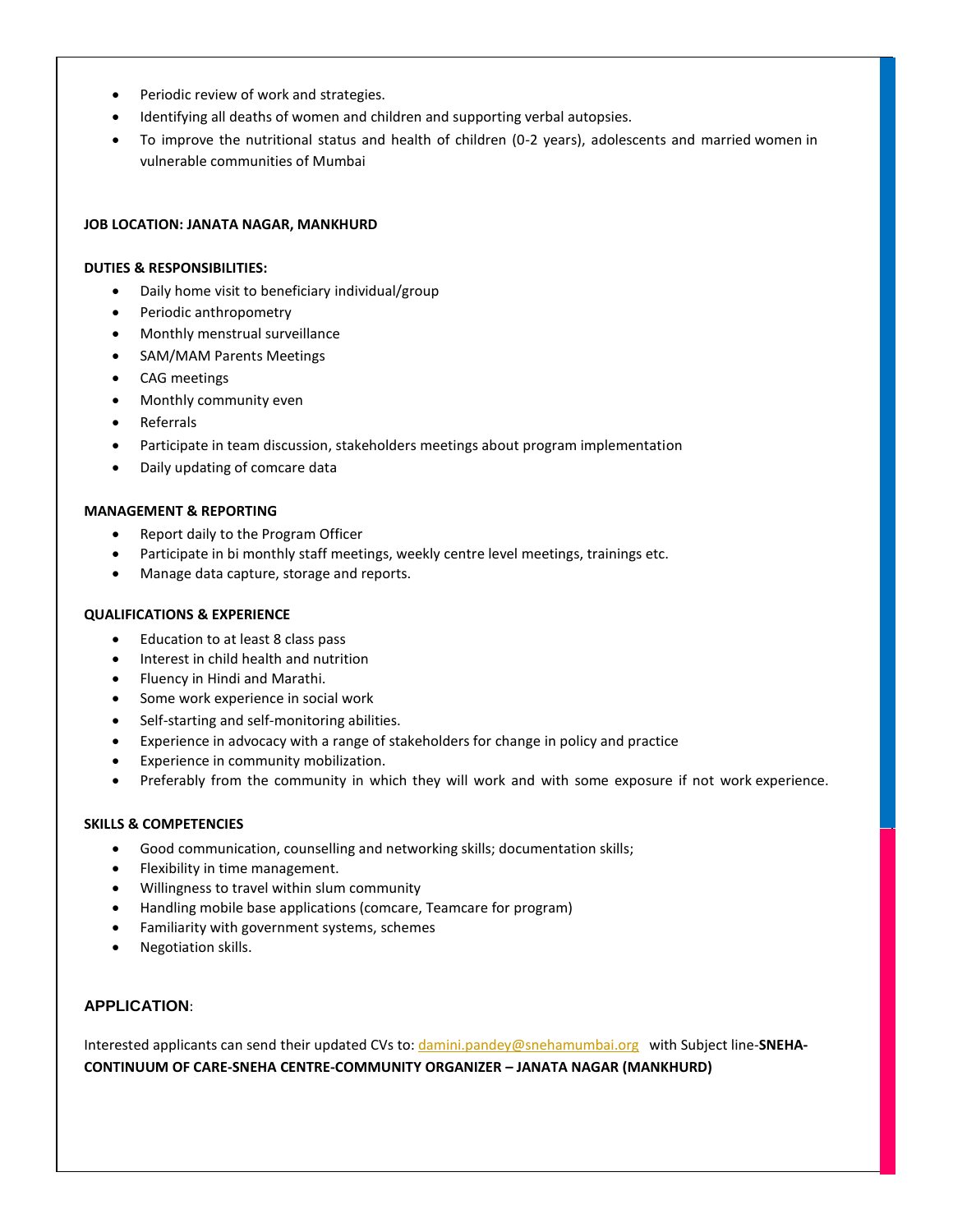- Periodic review of work and strategies.
- Identifying all deaths of women and children and supporting verbal autopsies.
- To improve the nutritional status and health of children (0-2 years), adolescents and married women in vulnerable communities of Mumbai

**JOB LOCATION: JANATA NAGAR, MANKHURD**

**DUTIES & RESPONSIBILITIES:**

- Daily home visit to beneficiary individual/group
- Periodic anthropometry
- Monthly menstrual surveillance
- SAM/MAM Parents Meetings
- CAG meetings
- Monthly community even
- Referrals
- Participate in team discussion, stakeholders meetings about program implementation
- Daily updating of comcare data

**MANAGEMENT & REPORTING**

- Report daily to the Program Officer
- Participate in bi monthly staff meetings, weekly centre level meetings, trainings etc.
- Manage data capture, storage and reports.

**QUALIFICATIONS & EXPERIENCE**

- Education to at least 8 class pass
- Interest in child health and nutrition
- Fluency in Hindi and Marathi.
- Some work experience in social work
- Self-starting and self-monitoring abilities.
- Experience in advocacy with a range of stakeholders for change in policy and practice
- Experience in community mobilization.
- Preferably from the community in which they will work and with some exposure if not work experience.

**SKILLS & COMPETENCIES**

- Good communication, counselling and networking skills; documentation skills;
- Flexibility in time management.
- Willingness to travel within slum community
- Handling mobile base applications (comcare, Teamcare for program)
- Familiarity with government systems, schemes
- Negotiation skills.

**APPLICATION**:

Interested applicants can send their updated CVs to: damini.pandey@snehamumbai.org with Subject line-**SNEHA-CONTINUUM OF CARE-SNEHA CENTRE-COMMUNITY ORGANIZER – JANATA NAGAR (MANKHURD)**